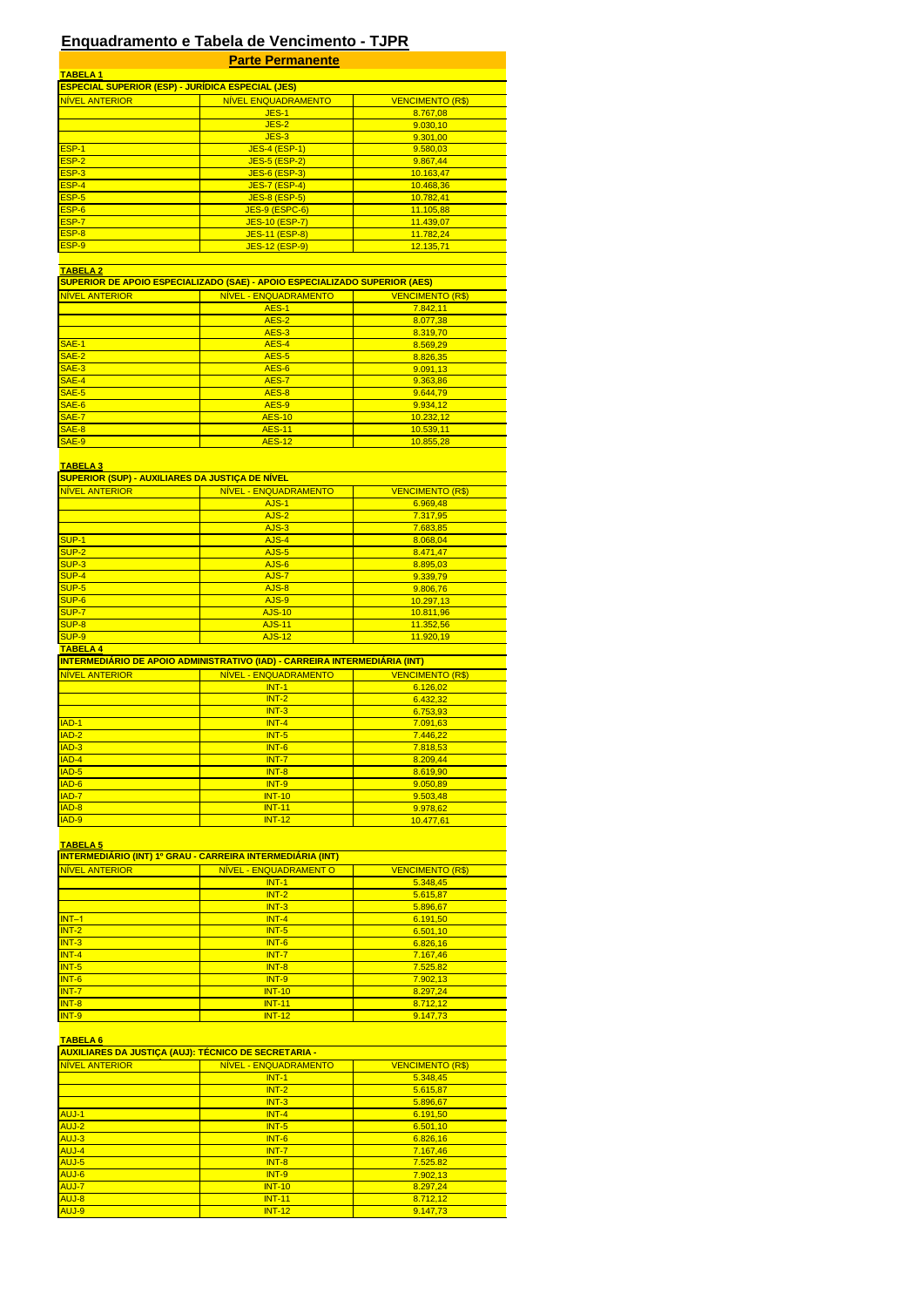# Enquadramento e Tabela de Vencimento - TJPR

## Parte Permanente

**TABELA 1**

**ESPECIAL SUPERIOR (ESP) - JURÍDICA ESPECIAL (JES)**

| NÍVEL ANTERIOR | NÍVEL ENQUADRAMENTO | VENCIMENTO (R$) |
|---|---|---|
| | JES-1 | 8.767,08 |
| | JES-2 | 9.030,10 |
| | JES-3 | 9.301,00 |
| ESP-1 | JES-4 (ESP-1) | 9.580,03 |
| ESP-2 | JES-5 (ESP-2) | 9.867,44 |
| ESP-3 | JES-6 (ESP-3) | 10.163,47 |
| ESP-4 | JES-7 (ESP-4) | 10.468,36 |
| ESP-5 | JES-8 (ESP-5) | 10.782,41 |
| ESP-6 | JES-9 (ESPC-6) | 11.105,88 |
| ESP-7 | JES-10 (ESP-7) | 11.439,07 |
| ESP-8 | JES-11 (ESP-8) | 11.782,24 |
| ESP-9 | JES-12 (ESP-9) | 12.135,71 |

**TABELA 2**

**SUPERIOR DE APOIO ESPECIALIZADO (SAE) - APOIO ESPECIALIZADO SUPERIOR (AES)**

| NÍVEL ANTERIOR | NÍVEL - ENQUADRAMENTO | VENCIMENTO (R$) |
|---|---|---|
| | AES-1 | 7.842,11 |
| | AES-2 | 8.077,38 |
| | AES-3 | 8.319,70 |
| SAE-1 | AES-4 | 8.569,29 |
| SAE-2 | AES-5 | 8.826,35 |
| SAE-3 | AES-6 | 9.091,13 |
| SAE-4 | AES-7 | 9.363,86 |
| SAE-5 | AES-8 | 9.644,79 |
| SAE-6 | AES-9 | 9.934,12 |
| SAE-7 | AES-10 | 10.232,12 |
| SAE-8 | AES-11 | 10.539,11 |
| SAE-9 | AES-12 | 10.855,28 |

**TABELA 3**

**SUPERIOR (SUP) - AUXILIARES DA JUSTIÇA DE NÍVEL**

| NÍVEL ANTERIOR | NÍVEL - ENQUADRAMENTO | VENCIMENTO (R$) |
|---|---|---|
| | AJS-1 | 6.969,48 |
| | AJS-2 | 7.317,95 |
| | AJS-3 | 7.683,85 |
| SUP-1 | AJS-4 | 8.068,04 |
| SUP-2 | AJS-5 | 8.471,47 |
| SUP-3 | AJS-6 | 8.895,03 |
| SUP-4 | AJS-7 | 9.339,79 |
| SUP-5 | AJS-8 | 9.806,76 |
| SUP-6 | AJS-9 | 10.297,13 |
| SUP-7 | AJS-10 | 10.811,96 |
| SUP-8 | AJS-11 | 11.352,56 |
| SUP-9 | AJS-12 | 11.920,19 |

**TABELA 4**

**INTERMEDIÁRIO DE APOIO ADMINISTRATIVO (IAD) - CARREIRA INTERMEDIÁRIA (INT)**

| NÍVEL ANTERIOR | NÍVEL - ENQUADRAMENTO | VENCIMENTO (R$) |
|---|---|---|
| | INT-1 | 6.126,02 |
| | INT-2 | 6.432,32 |
| | INT-3 | 6.753,93 |
| IAD-1 | INT-4 | 7.091,63 |
| IAD-2 | INT-5 | 7.446,22 |
| IAD-3 | INT-6 | 7.818,53 |
| IAD-4 | INT-7 | 8.209,44 |
| IAD-5 | INT-8 | 8.619,90 |
| IAD-6 | INT-9 | 9.050,89 |
| IAD-7 | INT-10 | 9.503,48 |
| IAD-8 | INT-11 | 9.978,62 |
| IAD-9 | INT-12 | 10.477,61 |

**TABELA 5**

**INTERMEDIÁRIO (INT) 1º GRAU - CARREIRA INTERMEDIÁRIA (INT)**

| NÍVEL ANTERIOR | NÍVEL - ENQUADRAMENT O | VENCIMENTO (R$) |
|---|---|---|
| | INT-1 | 5.348,45 |
| | INT-2 | 5.615,87 |
| | INT-3 | 5.896,67 |
| INT–1 | INT-4 | 6.191,50 |
| INT-2 | INT-5 | 6.501,10 |
| INT-3 | INT-6 | 6.826,16 |
| INT-4 | INT-7 | 7.167,46 |
| INT-5 | INT-8 | 7.525,82 |
| INT-6 | INT-9 | 7.902,13 |
| INT-7 | INT-10 | 8.297,24 |
| INT-8 | INT-11 | 8.712,12 |
| INT-9 | INT-12 | 9.147,73 |

**TABELA 6**

**AUXILIARES DA JUSTIÇA (AUJ): TÉCNICO DE SECRETARIA -**

| NÍVEL ANTERIOR | NÍVEL - ENQUADRAMENTO | VENCIMENTO (R$) |
|---|---|---|
| | INT-1 | 5.348,45 |
| | INT-2 | 5.615,87 |
| | INT-3 | 5.896,67 |
| AUJ-1 | INT-4 | 6.191,50 |
| AUJ-2 | INT-5 | 6.501,10 |
| AUJ-3 | INT-6 | 6.826,16 |
| AUJ-4 | INT-7 | 7.167,46 |
| AUJ-5 | INT-8 | 7.525,82 |
| AUJ-6 | INT-9 | 7.902,13 |
| AUJ-7 | INT-10 | 8.297,24 |
| AUJ-8 | INT-11 | 8.712,12 |
| AUJ-9 | INT-12 | 9.147,73 |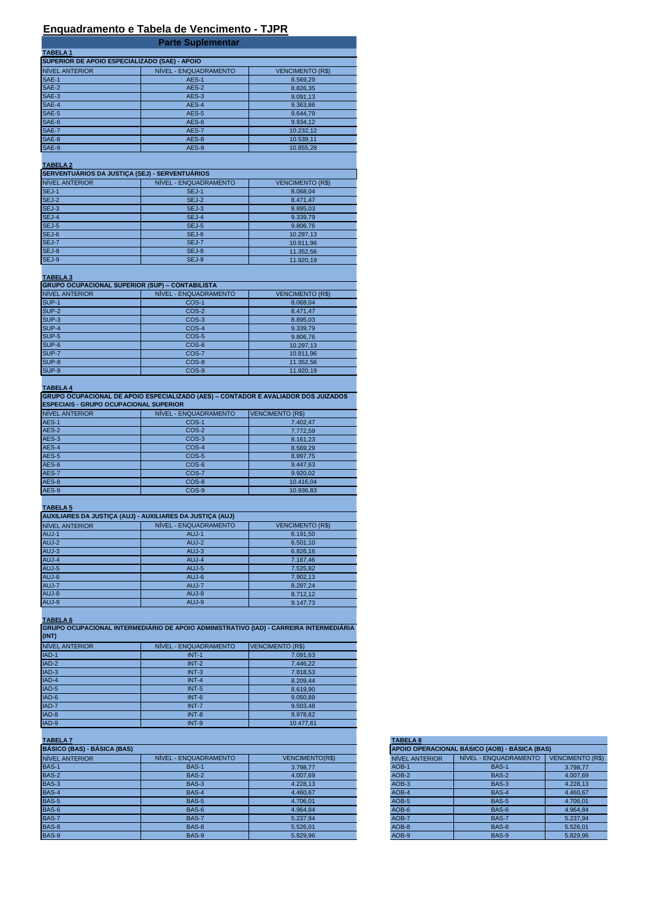# Enquadramento e Tabela de Vencimento - TJPR

## Parte Suplementar

**TABELA 1**

**SUPERIOR DE APOIO ESPECIALIZADO (SAE) - APOIO**

| NÍVEL ANTERIOR | NÍVEL - ENQUADRAMENTO | VENCIMENTO (R$) |
|---|---|---|
| SAE-1 | AES-1 | 8.569,29 |
| SAE-2 | AES-2 | 8.826,35 |
| SAE-3 | AES-3 | 9.091,13 |
| SAE-4 | AES-4 | 9.363,86 |
| SAE-5 | AES-5 | 9.644,79 |
| SAE-6 | AES-6 | 9.934,12 |
| SAE-7 | AES-7 | 10.232,12 |
| SAE-8 | AES-8 | 10.539,11 |
| SAE-9 | AES-9 | 10.855,28 |

**TABELA 2**

**SERVENTUÁRIOS DA JUSTIÇA (SEJ) - SERVENTUÁRIOS**

| NÍVEL ANTERIOR | NÍVEL - ENQUADRAMENTO | VENCIMENTO (R$) |
|---|---|---|
| SEJ-1 | SEJ-1 | 8.068,04 |
| SEJ-2 | SEJ-2 | 8.471,47 |
| SEJ-3 | SEJ-3 | 8.895,03 |
| SEJ-4 | SEJ-4 | 9.339,79 |
| SEJ-5 | SEJ-5 | 9.806,76 |
| SEJ-6 | SEJ-6 | 10.297,13 |
| SEJ-7 | SEJ-7 | 10.811,96 |
| SEJ-8 | SEJ-8 | 11.352,56 |
| SEJ-9 | SEJ-9 | 11.920,19 |

**TABELA 3**

**GRUPO OCUPACIONAL SUPERIOR (SUP) – CONTABILISTA**

| NÍVEL ANTERIOR | NÍVEL - ENQUADRAMENTO | VENCIMENTO (R$) |
|---|---|---|
| SUP-1 | COS-1 | 8.068,04 |
| SUP-2 | COS-2 | 8.471,47 |
| SUP-3 | COS-3 | 8.895,03 |
| SUP-4 | COS-4 | 9.339,79 |
| SUP-5 | COS-5 | 9.806,76 |
| SUP-6 | COS-6 | 10.297,13 |
| SUP-7 | COS-7 | 10.811,96 |
| SUP-8 | COS-8 | 11.352,56 |
| SUP-9 | COS-9 | 11.920,19 |

**TABELA 4**

**GRUPO OCUPACIONAL DE APOIO ESPECIALIZADO (AES) – CONTADOR E AVALIADOR DOS JUIZADOS ESPECIAIS - GRUPO OCUPACIONAL SUPERIOR**

| NÍVEL ANTERIOR | NÍVEL - ENQUADRAMENTO | VENCIMENTO (R$) |
|---|---|---|
| AES-1 | COS-1 | 7.402,47 |
| AES-2 | COS-2 | 7.772,59 |
| AES-3 | COS-3 | 8.161,23 |
| AES-4 | COS-4 | 8.569,29 |
| AES-5 | COS-5 | 8.997,75 |
| AES-6 | COS-6 | 9.447,63 |
| AES-7 | COS-7 | 9.920,02 |
| AES-8 | COS-8 | 10.416,04 |
| AES-9 | COS-9 | 10.936,83 |

**TABELA 5**

**AUXILIARES DA JUSTIÇA (AUJ) - AUXILIARES DA JUSTIÇA (AUJ)**

| NÍVEL ANTERIOR | NÍVEL - ENQUADRAMENTO | VENCIMENTO (R$) |
|---|---|---|
| AUJ-1 | AUJ-1 | 6.191,50 |
| AUJ-2 | AUJ-2 | 6.501,10 |
| AUJ-3 | AUJ-3 | 6.826,16 |
| AUJ-4 | AUJ-4 | 7.167,46 |
| AUJ-5 | AUJ-5 | 7.525,82 |
| AUJ-6 | AUJ-6 | 7.902,13 |
| AUJ-7 | AUJ-7 | 8.297,24 |
| AUJ-8 | AUJ-8 | 8.712,12 |
| AUJ-9 | AUJ-9 | 9.147,73 |

**TABELA 6**

**GRUPO OCUPACIONAL INTERMEDIÁRIO DE APOIO ADMINISTRATIVO (IAD) - CARREIRA INTERMEDIÁRIA (INT)**

| NÍVEL ANTERIOR | NÍVEL - ENQUADRAMENTO | VENCIMENTO (R$) |
|---|---|---|
| IAD-1 | INT-1 | 7.091,63 |
| IAD-2 | INT-2 | 7.446,22 |
| IAD-3 | INT-3 | 7.818,53 |
| IAD-4 | INT-4 | 8.209,44 |
| IAD-5 | INT-5 | 8.619,90 |
| IAD-6 | INT-6 | 9.050,89 |
| IAD-7 | INT-7 | 9.503,48 |
| IAD-8 | INT-8 | 9.978,62 |
| IAD-9 | INT-9 | 10.477,61 |

**TABELA 7**

**BÁSICO (BAS) - BÁSICA (BAS)**

| NÍVEL ANTERIOR | NÍVEL - ENQUADRAMENTO | VENCIMENTO(R$) |
|---|---|---|
| BAS-1 | BAS-1 | 3.798,77 |
| BAS-2 | BAS-2 | 4.007,69 |
| BAS-3 | BAS-3 | 4.228,13 |
| BAS-4 | BAS-4 | 4.460,67 |
| BAS-5 | BAS-5 | 4.706,01 |
| BAS-6 | BAS-6 | 4.964,84 |
| BAS-7 | BAS-7 | 5.237,94 |
| BAS-8 | BAS-8 | 5.526,01 |
| BAS-9 | BAS-9 | 5.829,96 |

**TABELA 8**

**APOIO OPERACIONAL BÁSICO (AOB) - BÁSICA (BAS)**

| NÍVEL ANTERIOR | NÍVEL - ENQUADRAMENTO | VENCIMENTO (R$) |
|---|---|---|
| AOB-1 | BAS-1 | 3.798,77 |
| AOB-2 | BAS-2 | 4.007,69 |
| AOB-3 | BAS-3 | 4.228,13 |
| AOB-4 | BAS-4 | 4.460,67 |
| AOB-5 | BAS-5 | 4.706,01 |
| AOB-6 | BAS-6 | 4.964,84 |
| AOB-7 | BAS-7 | 5.237,94 |
| AOB-8 | BAS-8 | 5.526,01 |
| AOB-9 | BAS-9 | 5.829,96 |